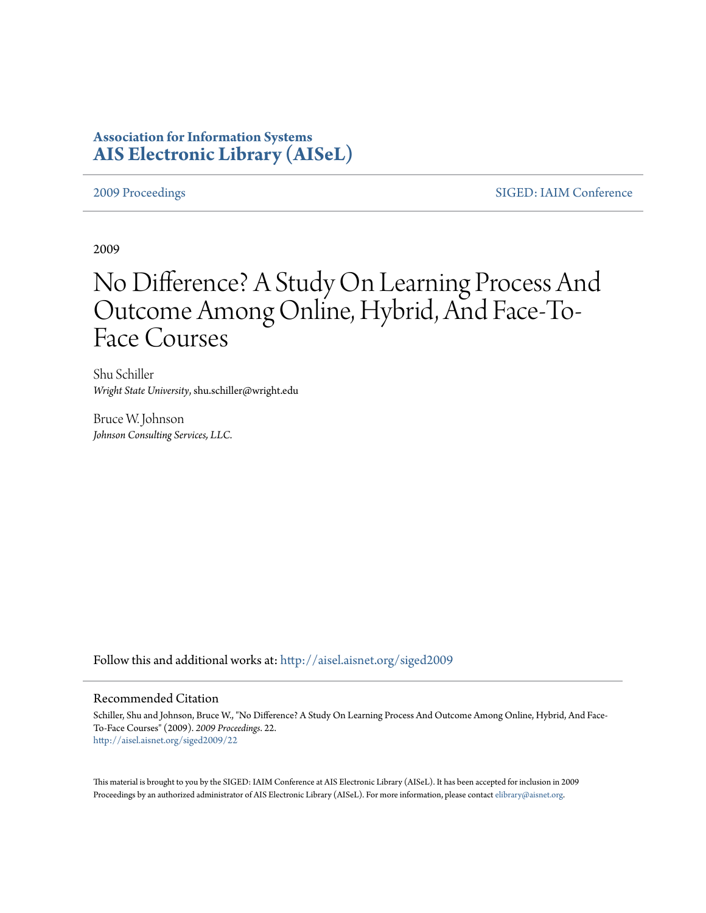**Association for Information Systems**
**AIS Electronic Library (AISeL)**

2009 Proceedings

SIGED: IAIM Conference

2009

# No Difference? A Study On Learning Process And Outcome Among Online, Hybrid, And Face-To-Face Courses

Shu Schiller
*Wright State University*, shu.schiller@wright.edu

Bruce W. Johnson
*Johnson Consulting Services, LLC.*

Follow this and additional works at: http://aisel.aisnet.org/siged2009

## Recommended Citation

Schiller, Shu and Johnson, Bruce W., "No Difference? A Study On Learning Process And Outcome Among Online, Hybrid, And Face-To-Face Courses" (2009). *2009 Proceedings*. 22.
http://aisel.aisnet.org/siged2009/22

This material is brought to you by the SIGED: IAIM Conference at AIS Electronic Library (AISeL). It has been accepted for inclusion in 2009 Proceedings by an authorized administrator of AIS Electronic Library (AISeL). For more information, please contact elibrary@aisnet.org.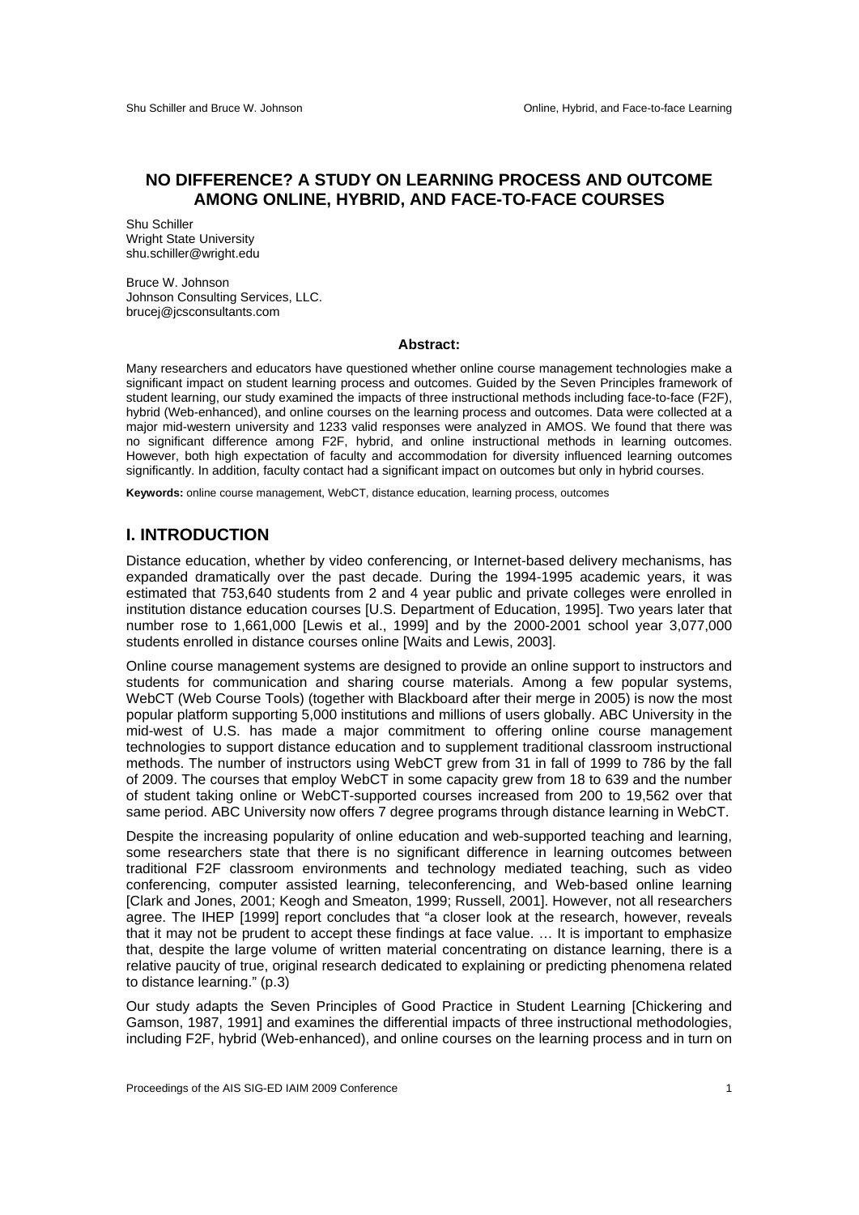# NO DIFFERENCE? A STUDY ON LEARNING PROCESS AND OUTCOME AMONG ONLINE, HYBRID, AND FACE-TO-FACE COURSES

Shu Schiller
Wright State University
shu.schiller@wright.edu

Bruce W. Johnson
Johnson Consulting Services, LLC.
brucej@jcsconsultants.com

**Abstract:**

Many researchers and educators have questioned whether online course management technologies make a significant impact on student learning process and outcomes. Guided by the Seven Principles framework of student learning, our study examined the impacts of three instructional methods including face-to-face (F2F), hybrid (Web-enhanced), and online courses on the learning process and outcomes. Data were collected at a major mid-western university and 1233 valid responses were analyzed in AMOS. We found that there was no significant difference among F2F, hybrid, and online instructional methods in learning outcomes. However, both high expectation of faculty and accommodation for diversity influenced learning outcomes significantly. In addition, faculty contact had a significant impact on outcomes but only in hybrid courses.

**Keywords:** online course management, WebCT, distance education, learning process, outcomes

## I. INTRODUCTION

Distance education, whether by video conferencing, or Internet-based delivery mechanisms, has expanded dramatically over the past decade. During the 1994-1995 academic years, it was estimated that 753,640 students from 2 and 4 year public and private colleges were enrolled in institution distance education courses [U.S. Department of Education, 1995]. Two years later that number rose to 1,661,000 [Lewis et al., 1999] and by the 2000-2001 school year 3,077,000 students enrolled in distance courses online [Waits and Lewis, 2003].

Online course management systems are designed to provide an online support to instructors and students for communication and sharing course materials. Among a few popular systems, WebCT (Web Course Tools) (together with Blackboard after their merge in 2005) is now the most popular platform supporting 5,000 institutions and millions of users globally. ABC University in the mid-west of U.S. has made a major commitment to offering online course management technologies to support distance education and to supplement traditional classroom instructional methods. The number of instructors using WebCT grew from 31 in fall of 1999 to 786 by the fall of 2009. The courses that employ WebCT in some capacity grew from 18 to 639 and the number of student taking online or WebCT-supported courses increased from 200 to 19,562 over that same period. ABC University now offers 7 degree programs through distance learning in WebCT.

Despite the increasing popularity of online education and web-supported teaching and learning, some researchers state that there is no significant difference in learning outcomes between traditional F2F classroom environments and technology mediated teaching, such as video conferencing, computer assisted learning, teleconferencing, and Web-based online learning [Clark and Jones, 2001; Keogh and Smeaton, 1999; Russell, 2001]. However, not all researchers agree. The IHEP [1999] report concludes that "a closer look at the research, however, reveals that it may not be prudent to accept these findings at face value. … It is important to emphasize that, despite the large volume of written material concentrating on distance learning, there is a relative paucity of true, original research dedicated to explaining or predicting phenomena related to distance learning." (p.3)

Our study adapts the Seven Principles of Good Practice in Student Learning [Chickering and Gamson, 1987, 1991] and examines the differential impacts of three instructional methodologies, including F2F, hybrid (Web-enhanced), and online courses on the learning process and in turn on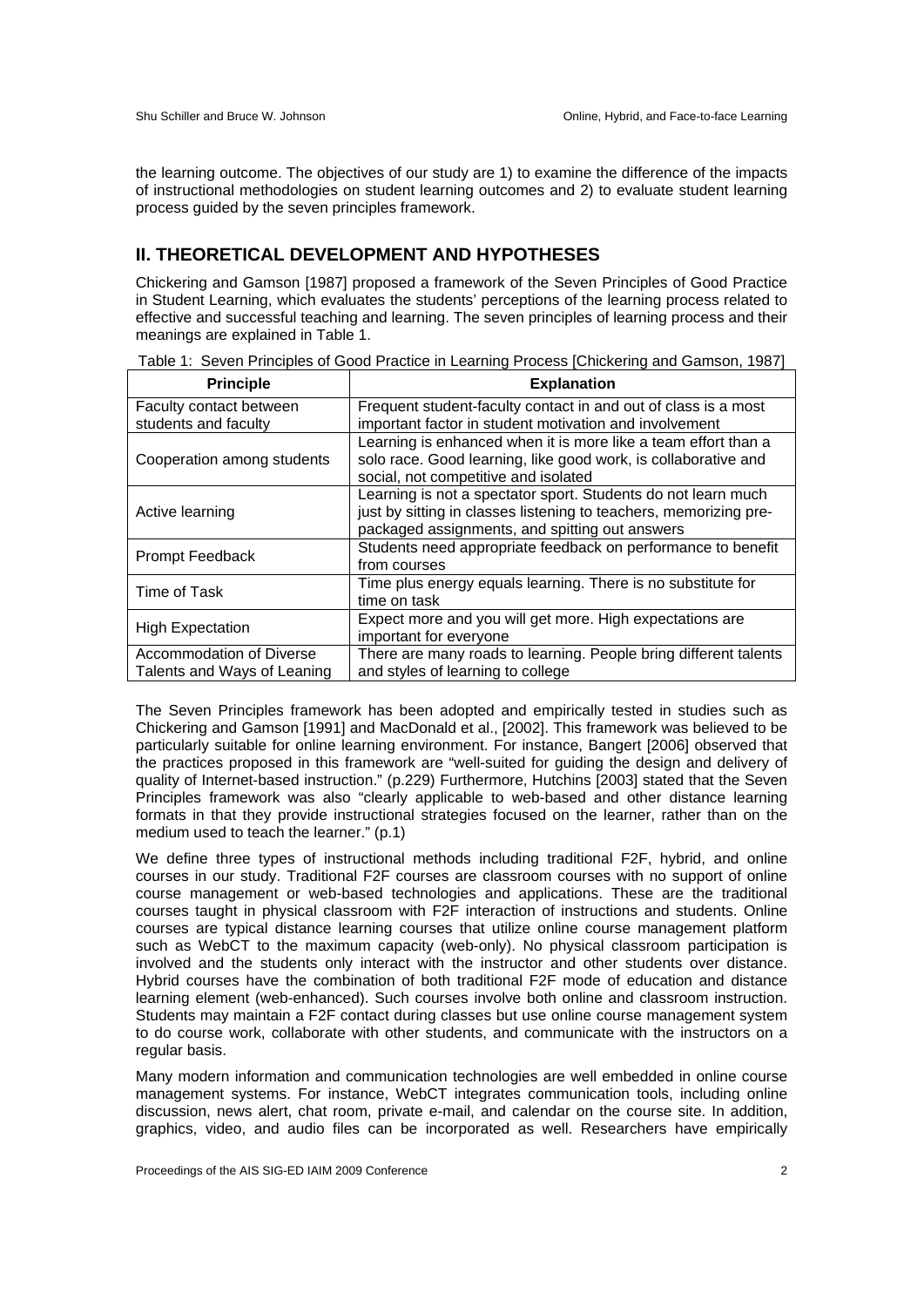the learning outcome. The objectives of our study are 1) to examine the difference of the impacts of instructional methodologies on student learning outcomes and 2) to evaluate student learning process guided by the seven principles framework.

## II. THEORETICAL DEVELOPMENT AND HYPOTHESES

Chickering and Gamson [1987] proposed a framework of the Seven Principles of Good Practice in Student Learning, which evaluates the students' perceptions of the learning process related to effective and successful teaching and learning. The seven principles of learning process and their meanings are explained in Table 1.

Table 1: Seven Principles of Good Practice in Learning Process [Chickering and Gamson, 1987]

| Principle | Explanation |
|---|---|
| Faculty contact between students and faculty | Frequent student-faculty contact in and out of class is a most important factor in student motivation and involvement |
| Cooperation among students | Learning is enhanced when it is more like a team effort than a solo race. Good learning, like good work, is collaborative and social, not competitive and isolated |
| Active learning | Learning is not a spectator sport. Students do not learn much just by sitting in classes listening to teachers, memorizing pre-packaged assignments, and spitting out answers |
| Prompt Feedback | Students need appropriate feedback on performance to benefit from courses |
| Time of Task | Time plus energy equals learning. There is no substitute for time on task |
| High Expectation | Expect more and you will get more. High expectations are important for everyone |
| Accommodation of Diverse Talents and Ways of Leaning | There are many roads to learning. People bring different talents and styles of learning to college |

The Seven Principles framework has been adopted and empirically tested in studies such as Chickering and Gamson [1991] and MacDonald et al., [2002]. This framework was believed to be particularly suitable for online learning environment. For instance, Bangert [2006] observed that the practices proposed in this framework are "well-suited for guiding the design and delivery of quality of Internet-based instruction." (p.229) Furthermore, Hutchins [2003] stated that the Seven Principles framework was also "clearly applicable to web-based and other distance learning formats in that they provide instructional strategies focused on the learner, rather than on the medium used to teach the learner." (p.1)

We define three types of instructional methods including traditional F2F, hybrid, and online courses in our study. Traditional F2F courses are classroom courses with no support of online course management or web-based technologies and applications. These are the traditional courses taught in physical classroom with F2F interaction of instructions and students. Online courses are typical distance learning courses that utilize online course management platform such as WebCT to the maximum capacity (web-only). No physical classroom participation is involved and the students only interact with the instructor and other students over distance. Hybrid courses have the combination of both traditional F2F mode of education and distance learning element (web-enhanced). Such courses involve both online and classroom instruction. Students may maintain a F2F contact during classes but use online course management system to do course work, collaborate with other students, and communicate with the instructors on a regular basis.

Many modern information and communication technologies are well embedded in online course management systems. For instance, WebCT integrates communication tools, including online discussion, news alert, chat room, private e-mail, and calendar on the course site. In addition, graphics, video, and audio files can be incorporated as well. Researchers have empirically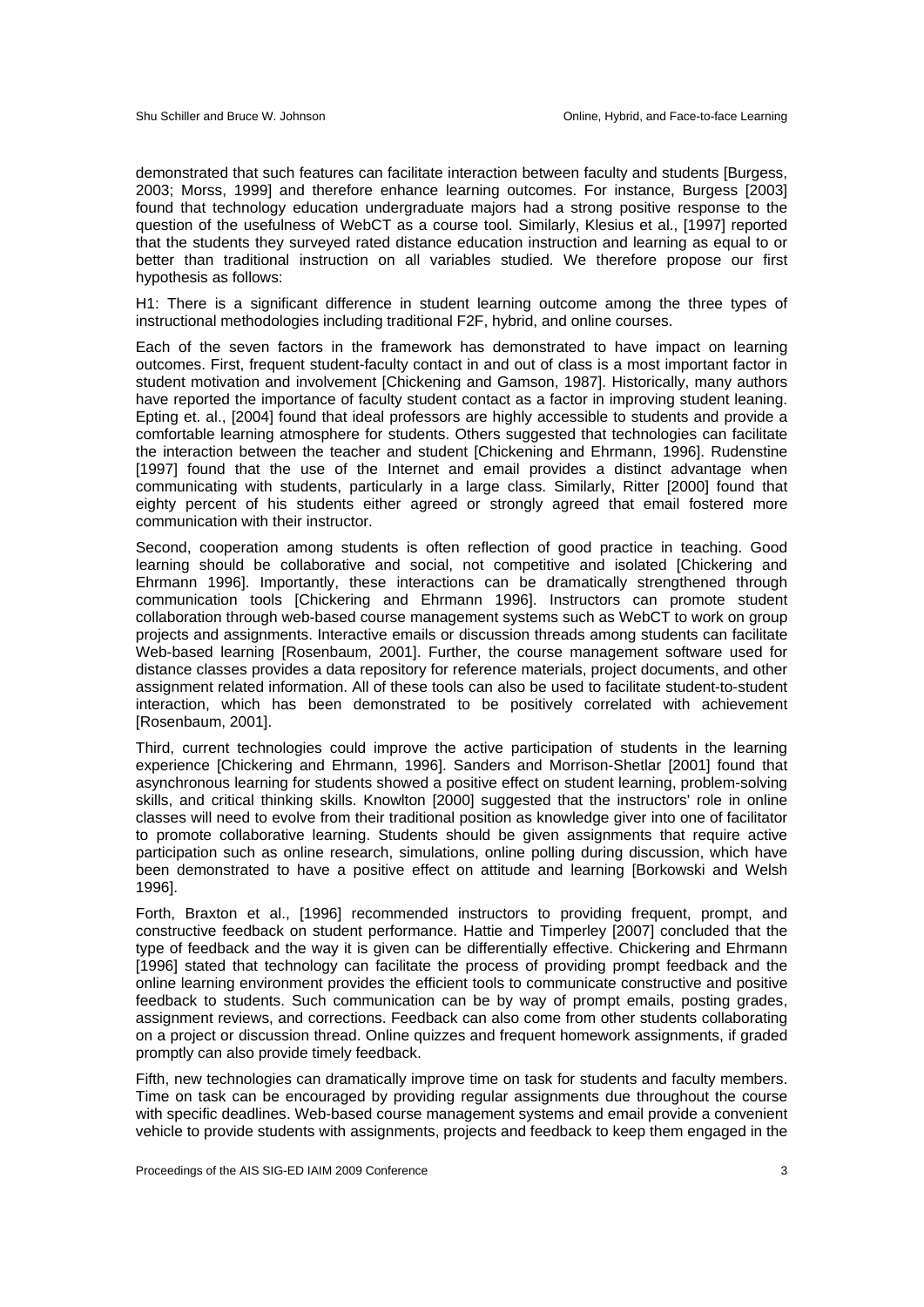demonstrated that such features can facilitate interaction between faculty and students [Burgess, 2003; Morss, 1999] and therefore enhance learning outcomes. For instance, Burgess [2003] found that technology education undergraduate majors had a strong positive response to the question of the usefulness of WebCT as a course tool. Similarly, Klesius et al., [1997] reported that the students they surveyed rated distance education instruction and learning as equal to or better than traditional instruction on all variables studied. We therefore propose our first hypothesis as follows:

H1: There is a significant difference in student learning outcome among the three types of instructional methodologies including traditional F2F, hybrid, and online courses.

Each of the seven factors in the framework has demonstrated to have impact on learning outcomes. First, frequent student-faculty contact in and out of class is a most important factor in student motivation and involvement [Chickening and Gamson, 1987]. Historically, many authors have reported the importance of faculty student contact as a factor in improving student leaning. Epting et. al., [2004] found that ideal professors are highly accessible to students and provide a comfortable learning atmosphere for students. Others suggested that technologies can facilitate the interaction between the teacher and student [Chickening and Ehrmann, 1996]. Rudenstine [1997] found that the use of the Internet and email provides a distinct advantage when communicating with students, particularly in a large class. Similarly, Ritter [2000] found that eighty percent of his students either agreed or strongly agreed that email fostered more communication with their instructor.

Second, cooperation among students is often reflection of good practice in teaching. Good learning should be collaborative and social, not competitive and isolated [Chickening and Ehrmann 1996]. Importantly, these interactions can be dramatically strengthened through communication tools [Chickening and Ehrmann 1996]. Instructors can promote student collaboration through web-based course management systems such as WebCT to work on group projects and assignments. Interactive emails or discussion threads among students can facilitate Web-based learning [Rosenbaum, 2001]. Further, the course management software used for distance classes provides a data repository for reference materials, project documents, and other assignment related information. All of these tools can also be used to facilitate student-to-student interaction, which has been demonstrated to be positively correlated with achievement [Rosenbaum, 2001].

Third, current technologies could improve the active participation of students in the learning experience [Chickening and Ehrmann, 1996]. Sanders and Morrison-Shetlar [2001] found that asynchronous learning for students showed a positive effect on student learning, problem-solving skills, and critical thinking skills. Knowlton [2000] suggested that the instructors' role in online classes will need to evolve from their traditional position as knowledge giver into one of facilitator to promote collaborative learning. Students should be given assignments that require active participation such as online research, simulations, online polling during discussion, which have been demonstrated to have a positive effect on attitude and learning [Borkowski and Welsh 1996].

Forth, Braxton et al., [1996] recommended instructors to providing frequent, prompt, and constructive feedback on student performance. Hattie and Timperley [2007] concluded that the type of feedback and the way it is given can be differentially effective. Chickering and Ehrmann [1996] stated that technology can facilitate the process of providing prompt feedback and the online learning environment provides the efficient tools to communicate constructive and positive feedback to students. Such communication can be by way of prompt emails, posting grades, assignment reviews, and corrections. Feedback can also come from other students collaborating on a project or discussion thread. Online quizzes and frequent homework assignments, if graded promptly can also provide timely feedback.

Fifth, new technologies can dramatically improve time on task for students and faculty members. Time on task can be encouraged by providing regular assignments due throughout the course with specific deadlines. Web-based course management systems and email provide a convenient vehicle to provide students with assignments, projects and feedback to keep them engaged in the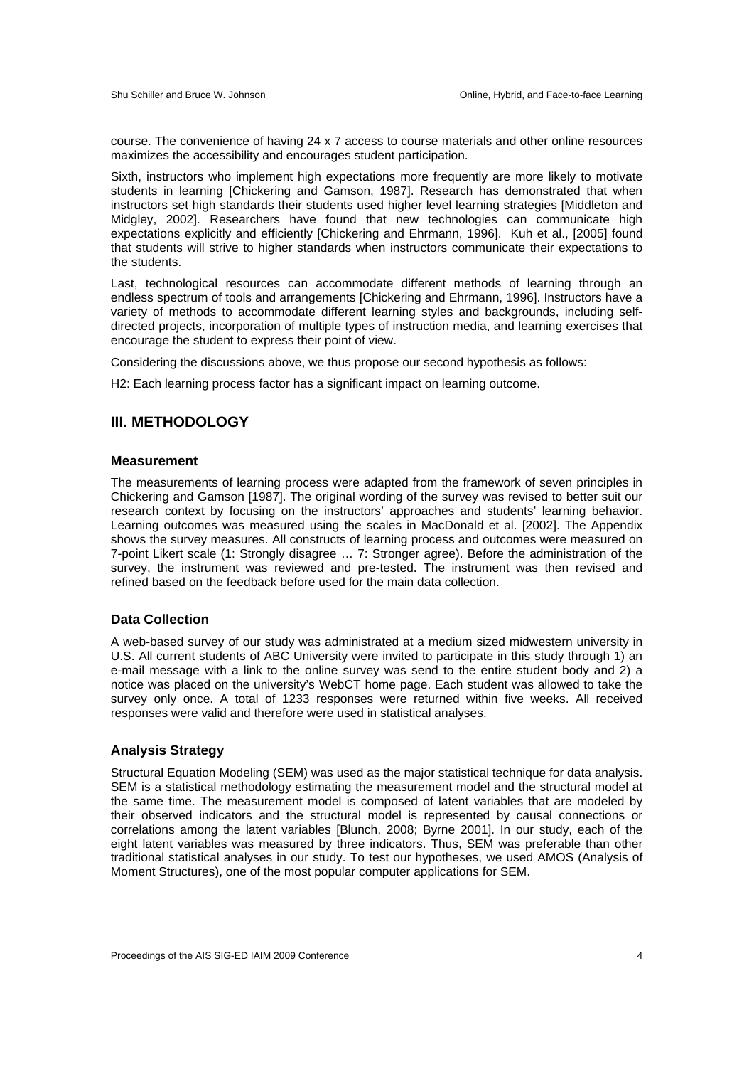course. The convenience of having 24 x 7 access to course materials and other online resources maximizes the accessibility and encourages student participation.

Sixth, instructors who implement high expectations more frequently are more likely to motivate students in learning [Chickering and Gamson, 1987]. Research has demonstrated that when instructors set high standards their students used higher level learning strategies [Middleton and Midgley, 2002]. Researchers have found that new technologies can communicate high expectations explicitly and efficiently [Chickering and Ehrmann, 1996]. Kuh et al., [2005] found that students will strive to higher standards when instructors communicate their expectations to the students.

Last, technological resources can accommodate different methods of learning through an endless spectrum of tools and arrangements [Chickering and Ehrmann, 1996]. Instructors have a variety of methods to accommodate different learning styles and backgrounds, including self-directed projects, incorporation of multiple types of instruction media, and learning exercises that encourage the student to express their point of view.

Considering the discussions above, we thus propose our second hypothesis as follows:

H2: Each learning process factor has a significant impact on learning outcome.

## III. METHODOLOGY

### Measurement

The measurements of learning process were adapted from the framework of seven principles in Chickering and Gamson [1987]. The original wording of the survey was revised to better suit our research context by focusing on the instructors' approaches and students' learning behavior. Learning outcomes was measured using the scales in MacDonald et al. [2002]. The Appendix shows the survey measures. All constructs of learning process and outcomes were measured on 7-point Likert scale (1: Strongly disagree … 7: Stronger agree). Before the administration of the survey, the instrument was reviewed and pre-tested. The instrument was then revised and refined based on the feedback before used for the main data collection.

### Data Collection

A web-based survey of our study was administrated at a medium sized midwestern university in U.S. All current students of ABC University were invited to participate in this study through 1) an e-mail message with a link to the online survey was send to the entire student body and 2) a notice was placed on the university's WebCT home page. Each student was allowed to take the survey only once. A total of 1233 responses were returned within five weeks. All received responses were valid and therefore were used in statistical analyses.

### Analysis Strategy

Structural Equation Modeling (SEM) was used as the major statistical technique for data analysis. SEM is a statistical methodology estimating the measurement model and the structural model at the same time. The measurement model is composed of latent variables that are modeled by their observed indicators and the structural model is represented by causal connections or correlations among the latent variables [Blunch, 2008; Byrne 2001]. In our study, each of the eight latent variables was measured by three indicators. Thus, SEM was preferable than other traditional statistical analyses in our study. To test our hypotheses, we used AMOS (Analysis of Moment Structures), one of the most popular computer applications for SEM.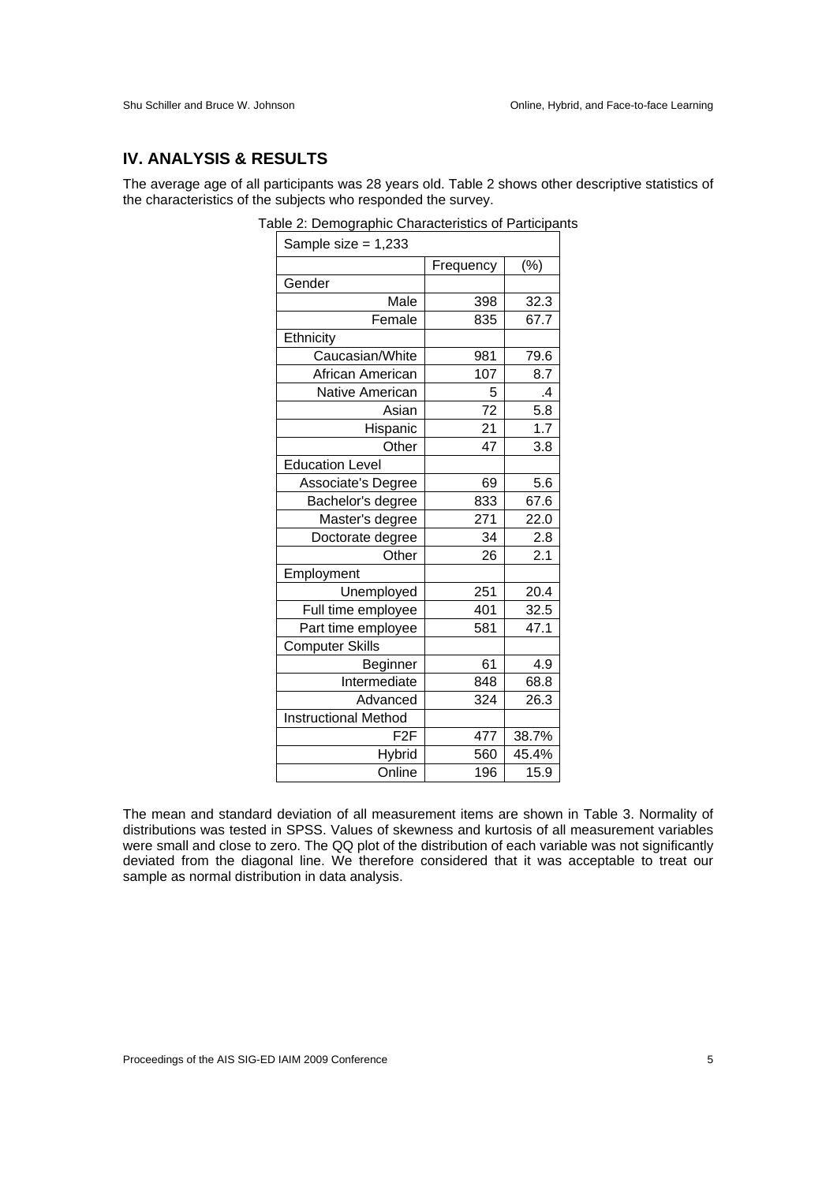## IV. ANALYSIS & RESULTS

The average age of all participants was 28 years old. Table 2 shows other descriptive statistics of the characteristics of the subjects who responded the survey.

Table 2: Demographic Characteristics of Participants

| Sample size = 1,233 | | |
|---|---|---|
| | Frequency | (%) |
| Gender | | |
| Male | 398 | 32.3 |
| Female | 835 | 67.7 |
| Ethnicity | | |
| Caucasian/White | 981 | 79.6 |
| African American | 107 | 8.7 |
| Native American | 5 | .4 |
| Asian | 72 | 5.8 |
| Hispanic | 21 | 1.7 |
| Other | 47 | 3.8 |
| Education Level | | |
| Associate's Degree | 69 | 5.6 |
| Bachelor's degree | 833 | 67.6 |
| Master's degree | 271 | 22.0 |
| Doctorate degree | 34 | 2.8 |
| Other | 26 | 2.1 |
| Employment | | |
| Unemployed | 251 | 20.4 |
| Full time employee | 401 | 32.5 |
| Part time employee | 581 | 47.1 |
| Computer Skills | | |
| Beginner | 61 | 4.9 |
| Intermediate | 848 | 68.8 |
| Advanced | 324 | 26.3 |
| Instructional Method | | |
| F2F | 477 | 38.7% |
| Hybrid | 560 | 45.4% |
| Online | 196 | 15.9 |

The mean and standard deviation of all measurement items are shown in Table 3. Normality of distributions was tested in SPSS. Values of skewness and kurtosis of all measurement variables were small and close to zero. The QQ plot of the distribution of each variable was not significantly deviated from the diagonal line. We therefore considered that it was acceptable to treat our sample as normal distribution in data analysis.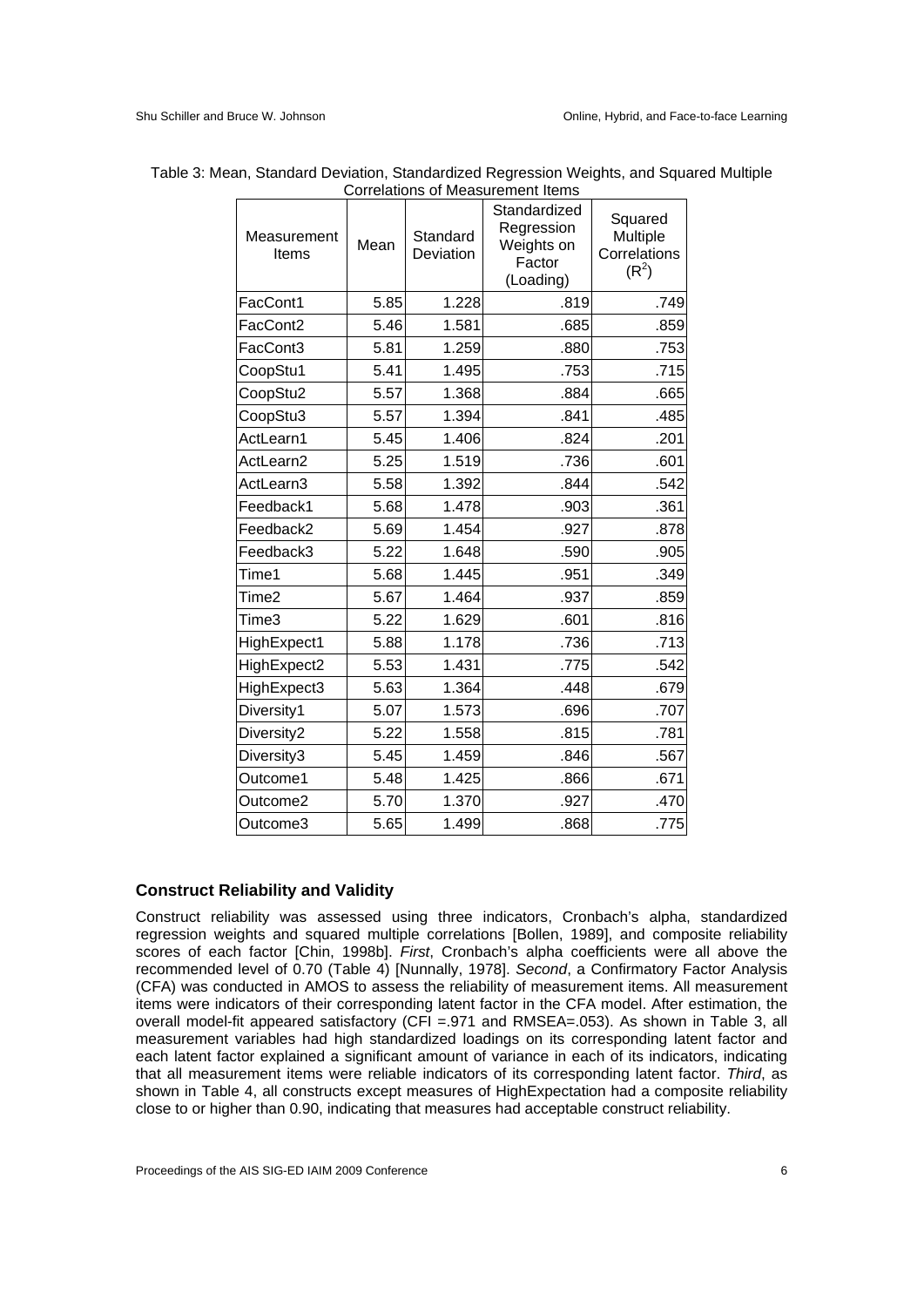Table 3: Mean, Standard Deviation, Standardized Regression Weights, and Squared Multiple Correlations of Measurement Items

| Measurement Items | Mean | Standard Deviation | Standardized Regression Weights on Factor (Loading) | Squared Multiple Correlations ($R^2$) |
|---|---|---|---|---|
| FacCont1 | 5.85 | 1.228 | .819 | .749 |
| FacCont2 | 5.46 | 1.581 | .685 | .859 |
| FacCont3 | 5.81 | 1.259 | .880 | .753 |
| CoopStu1 | 5.41 | 1.495 | .753 | .715 |
| CoopStu2 | 5.57 | 1.368 | .884 | .665 |
| CoopStu3 | 5.57 | 1.394 | .841 | .485 |
| ActLearn1 | 5.45 | 1.406 | .824 | .201 |
| ActLearn2 | 5.25 | 1.519 | .736 | .601 |
| ActLearn3 | 5.58 | 1.392 | .844 | .542 |
| Feedback1 | 5.68 | 1.478 | .903 | .361 |
| Feedback2 | 5.69 | 1.454 | .927 | .878 |
| Feedback3 | 5.22 | 1.648 | .590 | .905 |
| Time1 | 5.68 | 1.445 | .951 | .349 |
| Time2 | 5.67 | 1.464 | .937 | .859 |
| Time3 | 5.22 | 1.629 | .601 | .816 |
| HighExpect1 | 5.88 | 1.178 | .736 | .713 |
| HighExpect2 | 5.53 | 1.431 | .775 | .542 |
| HighExpect3 | 5.63 | 1.364 | .448 | .679 |
| Diversity1 | 5.07 | 1.573 | .696 | .707 |
| Diversity2 | 5.22 | 1.558 | .815 | .781 |
| Diversity3 | 5.45 | 1.459 | .846 | .567 |
| Outcome1 | 5.48 | 1.425 | .866 | .671 |
| Outcome2 | 5.70 | 1.370 | .927 | .470 |
| Outcome3 | 5.65 | 1.499 | .868 | .775 |

### Construct Reliability and Validity

Construct reliability was assessed using three indicators, Cronbach's alpha, standardized regression weights and squared multiple correlations [Bollen, 1989], and composite reliability scores of each factor [Chin, 1998b]. *First*, Cronbach's alpha coefficients were all above the recommended level of 0.70 (Table 4) [Nunnally, 1978]. *Second*, a Confirmatory Factor Analysis (CFA) was conducted in AMOS to assess the reliability of measurement items. All measurement items were indicators of their corresponding latent factor in the CFA model. After estimation, the overall model-fit appeared satisfactory (CFI =.971 and RMSEA=.053). As shown in Table 3, all measurement variables had high standardized loadings on its corresponding latent factor and each latent factor explained a significant amount of variance in each of its indicators, indicating that all measurement items were reliable indicators of its corresponding latent factor. *Third*, as shown in Table 4, all constructs except measures of HighExpectation had a composite reliability close to or higher than 0.90, indicating that measures had acceptable construct reliability.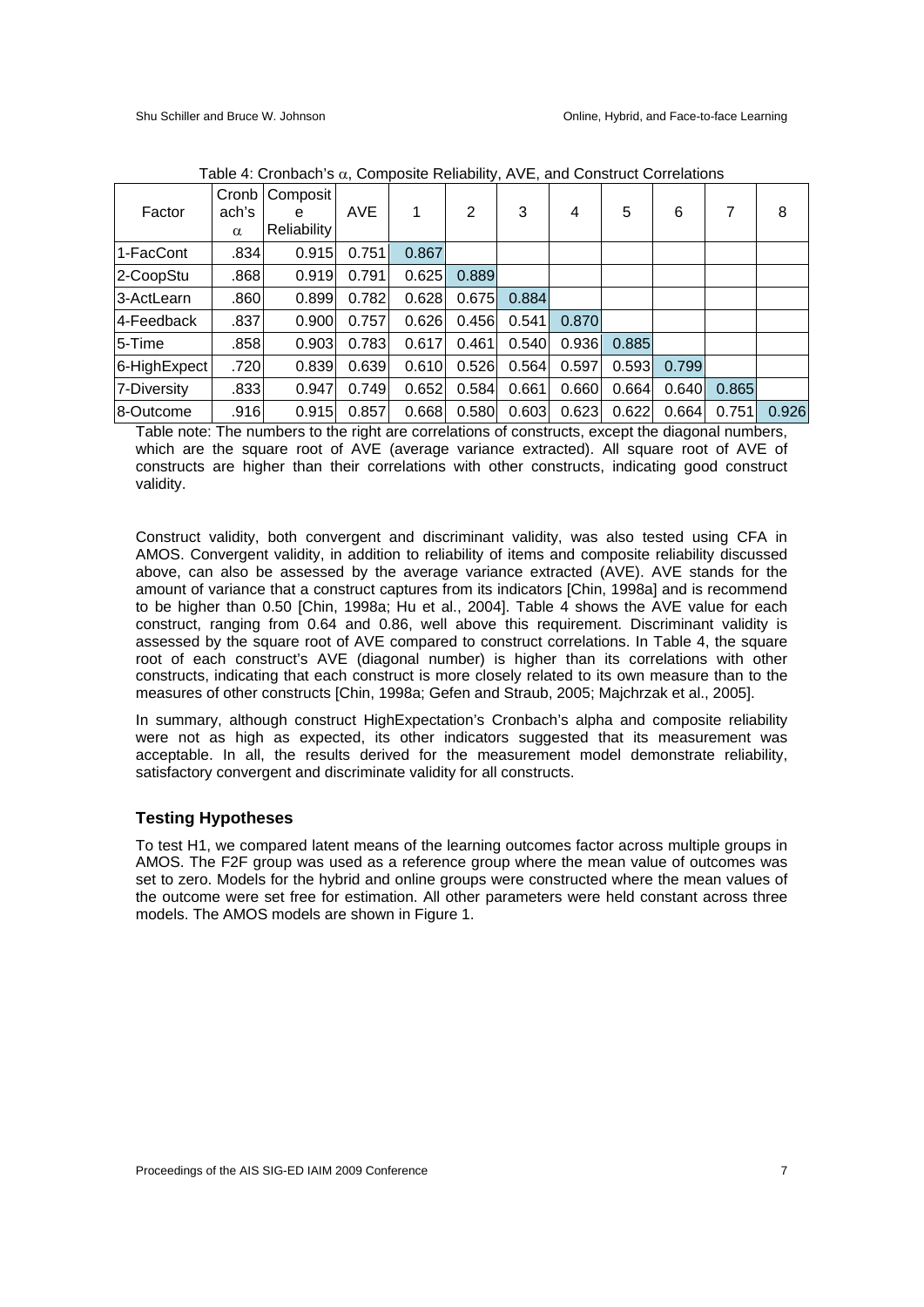Table 4: Cronbach's $\alpha$, Composite Reliability, AVE, and Construct Correlations

| Factor | Cronbach's $\alpha$ | Composite Reliability | AVE | 1 | 2 | 3 | 4 | 5 | 6 | 7 | 8 |
|---|---|---|---|---|---|---|---|---|---|---|---|
| 1-FacCont | .834 | 0.915 | 0.751 | 0.867 | | | | | | | |
| 2-CoopStu | .868 | 0.919 | 0.791 | 0.625 | 0.889 | | | | | | |
| 3-ActLearn | .860 | 0.899 | 0.782 | 0.628 | 0.675 | 0.884 | | | | | |
| 4-Feedback | .837 | 0.900 | 0.757 | 0.626 | 0.456 | 0.541 | 0.870 | | | | |
| 5-Time | .858 | 0.903 | 0.783 | 0.617 | 0.461 | 0.540 | 0.936 | 0.885 | | | |
| 6-HighExpect | .720 | 0.839 | 0.639 | 0.610 | 0.526 | 0.564 | 0.597 | 0.593 | 0.799 | | |
| 7-Diversity | .833 | 0.947 | 0.749 | 0.652 | 0.584 | 0.661 | 0.660 | 0.664 | 0.640 | 0.865 | |
| 8-Outcome | .916 | 0.915 | 0.857 | 0.668 | 0.580 | 0.603 | 0.623 | 0.622 | 0.664 | 0.751 | 0.926 |

Table note: The numbers to the right are correlations of constructs, except the diagonal numbers, which are the square root of AVE (average variance extracted). All square root of AVE of constructs are higher than their correlations with other constructs, indicating good construct validity.

Construct validity, both convergent and discriminant validity, was also tested using CFA in AMOS. Convergent validity, in addition to reliability of items and composite reliability discussed above, can also be assessed by the average variance extracted (AVE). AVE stands for the amount of variance that a construct captures from its indicators [Chin, 1998a] and is recommend to be higher than 0.50 [Chin, 1998a; Hu et al., 2004]. Table 4 shows the AVE value for each construct, ranging from 0.64 and 0.86, well above this requirement. Discriminant validity is assessed by the square root of AVE compared to construct correlations. In Table 4, the square root of each construct's AVE (diagonal number) is higher than its correlations with other constructs, indicating that each construct is more closely related to its own measure than to the measures of other constructs [Chin, 1998a; Gefen and Straub, 2005; Majchrzak et al., 2005].

In summary, although construct HighExpectation's Cronbach's alpha and composite reliability were not as high as expected, its other indicators suggested that its measurement was acceptable. In all, the results derived for the measurement model demonstrate reliability, satisfactory convergent and discriminate validity for all constructs.

### Testing Hypotheses

To test H1, we compared latent means of the learning outcomes factor across multiple groups in AMOS. The F2F group was used as a reference group where the mean value of outcomes was set to zero. Models for the hybrid and online groups were constructed where the mean values of the outcome were set free for estimation. All other parameters were held constant across three models. The AMOS models are shown in Figure 1.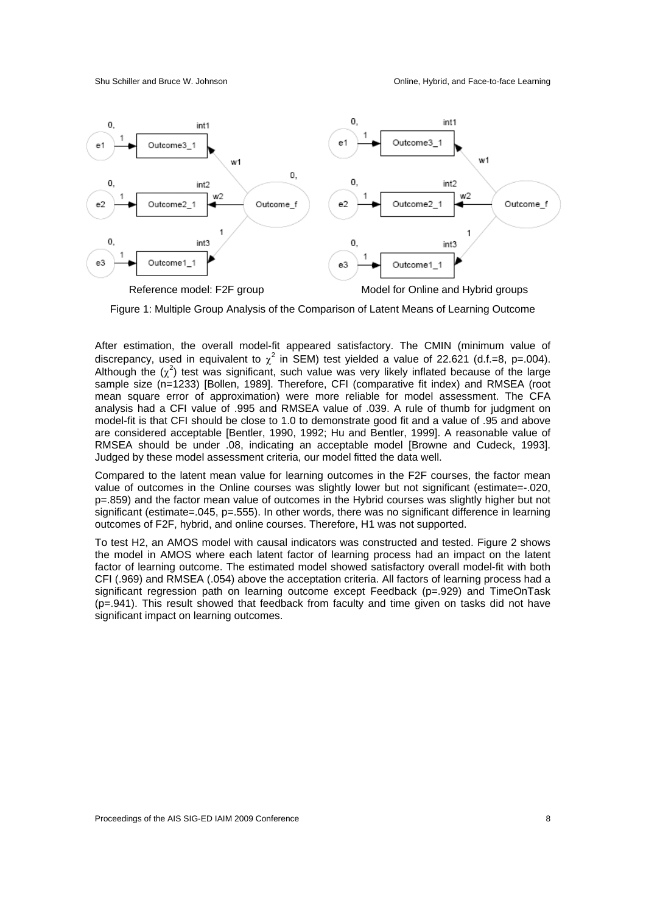Reference model: F2F group

Model for Online and Hybrid groups

Figure 1: Multiple Group Analysis of the Comparison of Latent Means of Learning Outcome

After estimation, the overall model-fit appeared satisfactory. The CMIN (minimum value of discrepancy, used in equivalent to $\chi^2$ in SEM) test yielded a value of 22.621 (d.f.=8, p=.004). Although the ($\chi^2$) test was significant, such value was very likely inflated because of the large sample size (n=1233) [Bollen, 1989]. Therefore, CFI (comparative fit index) and RMSEA (root mean square error of approximation) were more reliable for model assessment. The CFA analysis had a CFI value of .995 and RMSEA value of .039. A rule of thumb for judgment on model-fit is that CFI should be close to 1.0 to demonstrate good fit and a value of .95 and above are considered acceptable [Bentler, 1990, 1992; Hu and Bentler, 1999]. A reasonable value of RMSEA should be under .08, indicating an acceptable model [Browne and Cudeck, 1993]. Judged by these model assessment criteria, our model fitted the data well.

Compared to the latent mean value for learning outcomes in the F2F courses, the factor mean value of outcomes in the Online courses was slightly lower but not significant (estimate=-.020, p=.859) and the factor mean value of outcomes in the Hybrid courses was slightly higher but not significant (estimate=.045, p=.555). In other words, there was no significant difference in learning outcomes of F2F, hybrid, and online courses. Therefore, H1 was not supported.

To test H2, an AMOS model with causal indicators was constructed and tested. Figure 2 shows the model in AMOS where each latent factor of learning process had an impact on the latent factor of learning outcome. The estimated model showed satisfactory overall model-fit with both CFI (.969) and RMSEA (.054) above the acceptation criteria. All factors of learning process had a significant regression path on learning outcome except Feedback (p=.929) and TimeOnTask (p=.941). This result showed that feedback from faculty and time given on tasks did not have significant impact on learning outcomes.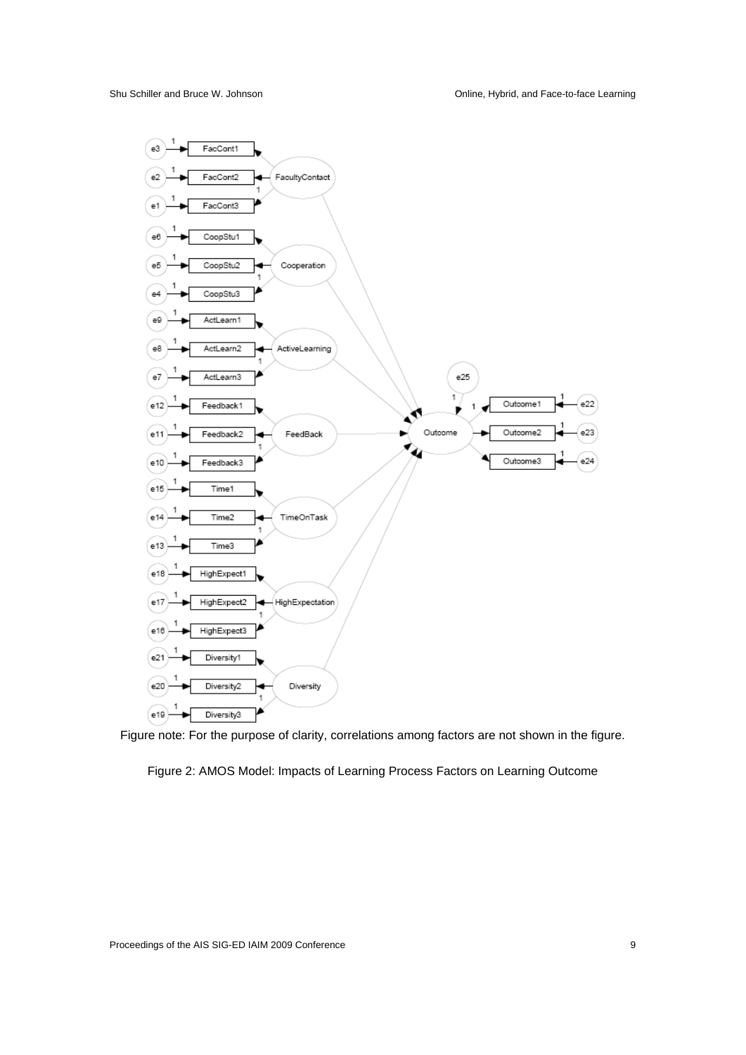Figure note: For the purpose of clarity, correlations among factors are not shown in the figure.

Figure 2: AMOS Model: Impacts of Learning Process Factors on Learning Outcome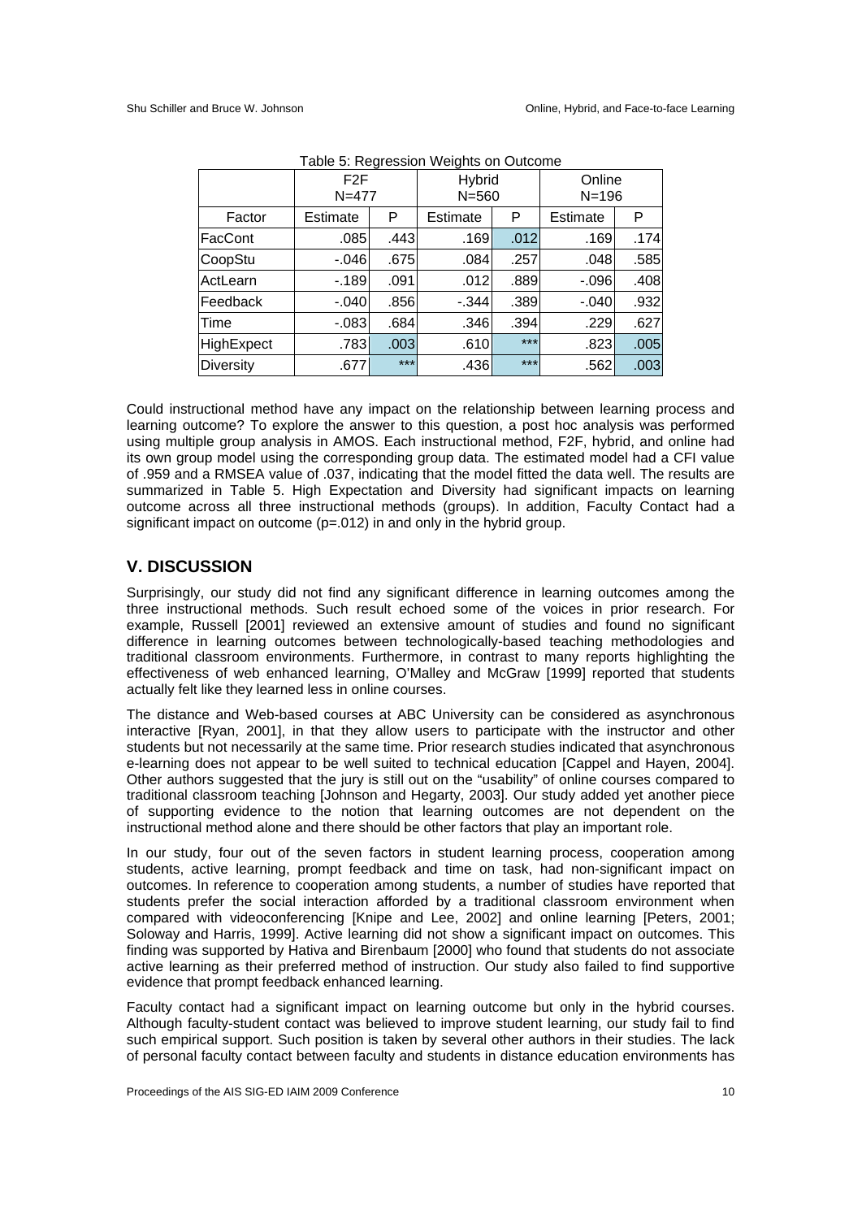Table 5: Regression Weights on Outcome

| | F2F N=477 | | Hybrid N=560 | | Online N=196 | |
|---|---|---|---|---|---|---|
| Factor | Estimate | P | Estimate | P | Estimate | P |
| FacCont | .085 | .443 | .169 | .012 | .169 | .174 |
| CoopStu | -.046 | .675 | .084 | .257 | .048 | .585 |
| ActLearn | -.189 | .091 | .012 | .889 | -.096 | .408 |
| Feedback | -.040 | .856 | -.344 | .389 | -.040 | .932 |
| Time | -.083 | .684 | .346 | .394 | .229 | .627 |
| HighExpect | .783 | .003 | .610 | *** | .823 | .005 |
| Diversity | .677 | *** | .436 | *** | .562 | .003 |

Could instructional method have any impact on the relationship between learning process and learning outcome? To explore the answer to this question, a post hoc analysis was performed using multiple group analysis in AMOS. Each instructional method, F2F, hybrid, and online had its own group model using the corresponding group data. The estimated model had a CFI value of .959 and a RMSEA value of .037, indicating that the model fitted the data well. The results are summarized in Table 5. High Expectation and Diversity had significant impacts on learning outcome across all three instructional methods (groups). In addition, Faculty Contact had a significant impact on outcome (p=.012) in and only in the hybrid group.

## V. DISCUSSION

Surprisingly, our study did not find any significant difference in learning outcomes among the three instructional methods. Such result echoed some of the voices in prior research. For example, Russell [2001] reviewed an extensive amount of studies and found no significant difference in learning outcomes between technologically-based teaching methodologies and traditional classroom environments. Furthermore, in contrast to many reports highlighting the effectiveness of web enhanced learning, O'Malley and McGraw [1999] reported that students actually felt like they learned less in online courses.

The distance and Web-based courses at ABC University can be considered as asynchronous interactive [Ryan, 2001], in that they allow users to participate with the instructor and other students but not necessarily at the same time. Prior research studies indicated that asynchronous e-learning does not appear to be well suited to technical education [Cappel and Hayen, 2004]. Other authors suggested that the jury is still out on the "usability" of online courses compared to traditional classroom teaching [Johnson and Hegarty, 2003]. Our study added yet another piece of supporting evidence to the notion that learning outcomes are not dependent on the instructional method alone and there should be other factors that play an important role.

In our study, four out of the seven factors in student learning process, cooperation among students, active learning, prompt feedback and time on task, had non-significant impact on outcomes. In reference to cooperation among students, a number of studies have reported that students prefer the social interaction afforded by a traditional classroom environment when compared with videoconferencing [Knipe and Lee, 2002] and online learning [Peters, 2001; Soloway and Harris, 1999]. Active learning did not show a significant impact on outcomes. This finding was supported by Hativa and Birenbaum [2000] who found that students do not associate active learning as their preferred method of instruction. Our study also failed to find supportive evidence that prompt feedback enhanced learning.

Faculty contact had a significant impact on learning outcome but only in the hybrid courses. Although faculty-student contact was believed to improve student learning, our study fail to find such empirical support. Such position is taken by several other authors in their studies. The lack of personal faculty contact between faculty and students in distance education environments has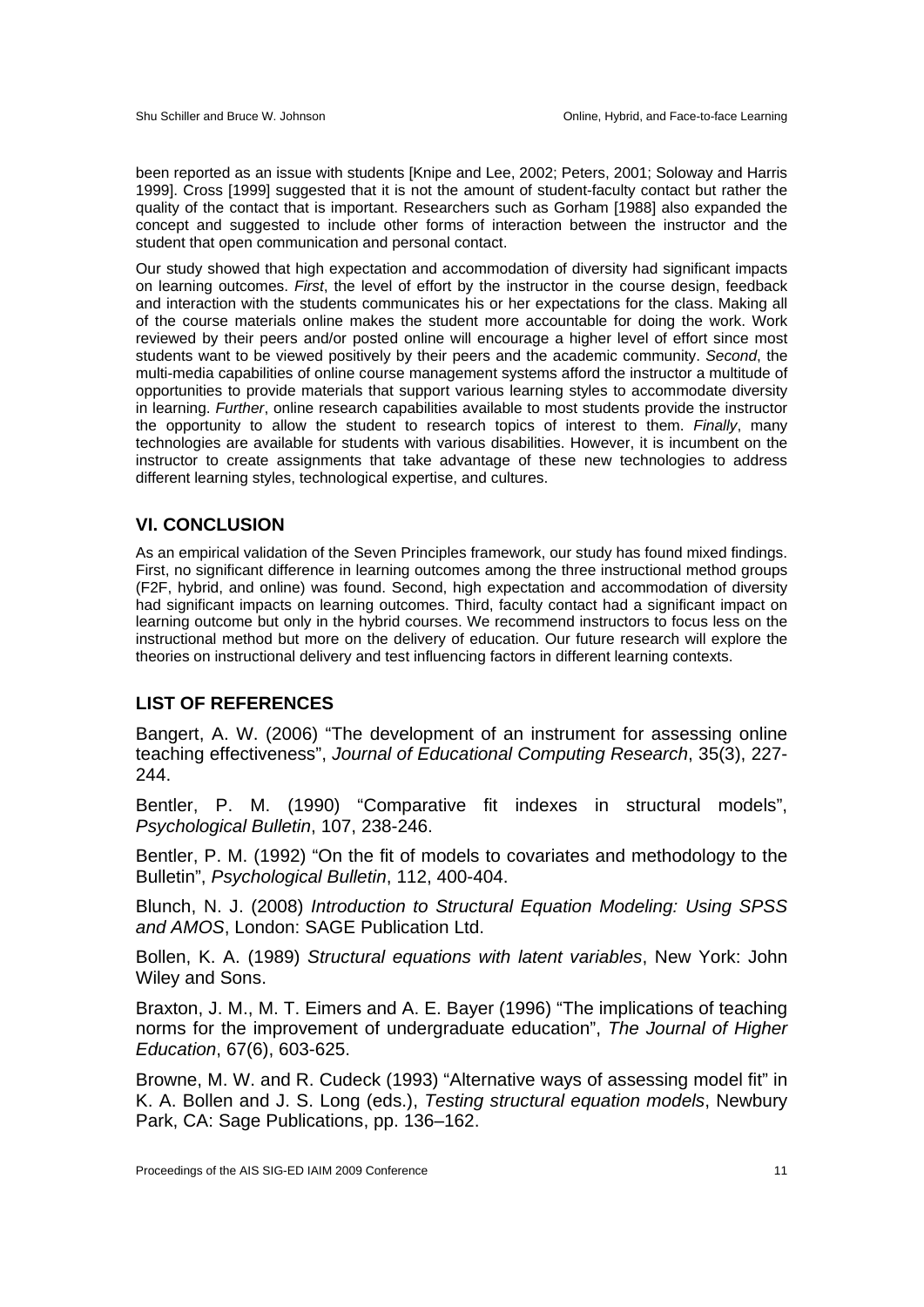been reported as an issue with students [Knipe and Lee, 2002; Peters, 2001; Soloway and Harris 1999]. Cross [1999] suggested that it is not the amount of student-faculty contact but rather the quality of the contact that is important. Researchers such as Gorham [1988] also expanded the concept and suggested to include other forms of interaction between the instructor and the student that open communication and personal contact.

Our study showed that high expectation and accommodation of diversity had significant impacts on learning outcomes. *First*, the level of effort by the instructor in the course design, feedback and interaction with the students communicates his or her expectations for the class. Making all of the course materials online makes the student more accountable for doing the work. Work reviewed by their peers and/or posted online will encourage a higher level of effort since most students want to be viewed positively by their peers and the academic community. *Second*, the multi-media capabilities of online course management systems afford the instructor a multitude of opportunities to provide materials that support various learning styles to accommodate diversity in learning. *Further*, online research capabilities available to most students provide the instructor the opportunity to allow the student to research topics of interest to them. *Finally*, many technologies are available for students with various disabilities. However, it is incumbent on the instructor to create assignments that take advantage of these new technologies to address different learning styles, technological expertise, and cultures.

## VI. CONCLUSION

As an empirical validation of the Seven Principles framework, our study has found mixed findings. First, no significant difference in learning outcomes among the three instructional method groups (F2F, hybrid, and online) was found. Second, high expectation and accommodation of diversity had significant impacts on learning outcomes. Third, faculty contact had a significant impact on learning outcome but only in the hybrid courses. We recommend instructors to focus less on the instructional method but more on the delivery of education. Our future research will explore the theories on instructional delivery and test influencing factors in different learning contexts.

## LIST OF REFERENCES

Bangert, A. W. (2006) "The development of an instrument for assessing online teaching effectiveness", *Journal of Educational Computing Research*, 35(3), 227-244.

Bentler, P. M. (1990) "Comparative fit indexes in structural models", *Psychological Bulletin*, 107, 238-246.

Bentler, P. M. (1992) "On the fit of models to covariates and methodology to the Bulletin", *Psychological Bulletin*, 112, 400-404.

Blunch, N. J. (2008) *Introduction to Structural Equation Modeling: Using SPSS and AMOS*, London: SAGE Publication Ltd.

Bollen, K. A. (1989) *Structural equations with latent variables*, New York: John Wiley and Sons.

Braxton, J. M., M. T. Eimers and A. E. Bayer (1996) "The implications of teaching norms for the improvement of undergraduate education", *The Journal of Higher Education*, 67(6), 603-625.

Browne, M. W. and R. Cudeck (1993) "Alternative ways of assessing model fit" in K. A. Bollen and J. S. Long (eds.), *Testing structural equation models*, Newbury Park, CA: Sage Publications, pp. 136–162.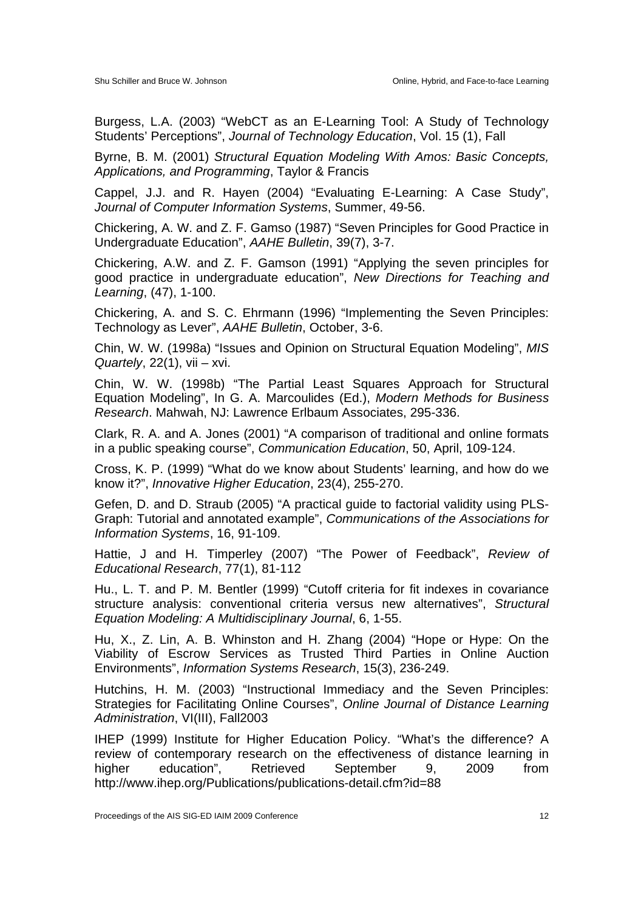Burgess, L.A. (2003) “WebCT as an E-Learning Tool: A Study of Technology Students' Perceptions”, *Journal of Technology Education*, Vol. 15 (1), Fall

Byrne, B. M. (2001) *Structural Equation Modeling With Amos: Basic Concepts, Applications, and Programming*, Taylor & Francis

Cappel, J.J. and R. Hayen (2004) “Evaluating E-Learning: A Case Study”, *Journal of Computer Information Systems*, Summer, 49-56.

Chickering, A. W. and Z. F. Gamso (1987) “Seven Principles for Good Practice in Undergraduate Education”, *AAHE Bulletin*, 39(7), 3-7.

Chickering, A.W. and Z. F. Gamson (1991) “Applying the seven principles for good practice in undergraduate education”, *New Directions for Teaching and Learning*, (47), 1-100.

Chickering, A. and S. C. Ehrmann (1996) “Implementing the Seven Principles: Technology as Lever”, *AAHE Bulletin*, October, 3-6.

Chin, W. W. (1998a) “Issues and Opinion on Structural Equation Modeling”, *MIS Quartely*, 22(1), vii – xvi.

Chin, W. W. (1998b) “The Partial Least Squares Approach for Structural Equation Modeling”, In G. A. Marcoulides (Ed.), *Modern Methods for Business Research*. Mahwah, NJ: Lawrence Erlbaum Associates, 295-336.

Clark, R. A. and A. Jones (2001) “A comparison of traditional and online formats in a public speaking course”, *Communication Education*, 50, April, 109-124.

Cross, K. P. (1999) “What do we know about Students' learning, and how do we know it?”, *Innovative Higher Education*, 23(4), 255-270.

Gefen, D. and D. Straub (2005) “A practical guide to factorial validity using PLS-Graph: Tutorial and annotated example”, *Communications of the Associations for Information Systems*, 16, 91-109.

Hattie, J and H. Timperley (2007) “The Power of Feedback”, *Review of Educational Research*, 77(1), 81-112

Hu., L. T. and P. M. Bentler (1999) “Cutoff criteria for fit indexes in covariance structure analysis: conventional criteria versus new alternatives”, *Structural Equation Modeling: A Multidisciplinary Journal*, 6, 1-55.

Hu, X., Z. Lin, A. B. Whinston and H. Zhang (2004) “Hope or Hype: On the Viability of Escrow Services as Trusted Third Parties in Online Auction Environments”, *Information Systems Research*, 15(3), 236-249.

Hutchins, H. M. (2003) “Instructional Immediacy and the Seven Principles: Strategies for Facilitating Online Courses”, *Online Journal of Distance Learning Administration*, VI(III), Fall2003

IHEP (1999) Institute for Higher Education Policy. “What's the difference? A review of contemporary research on the effectiveness of distance learning in higher education”, Retrieved September 9, 2009 from http://www.ihep.org/Publications/publications-detail.cfm?id=88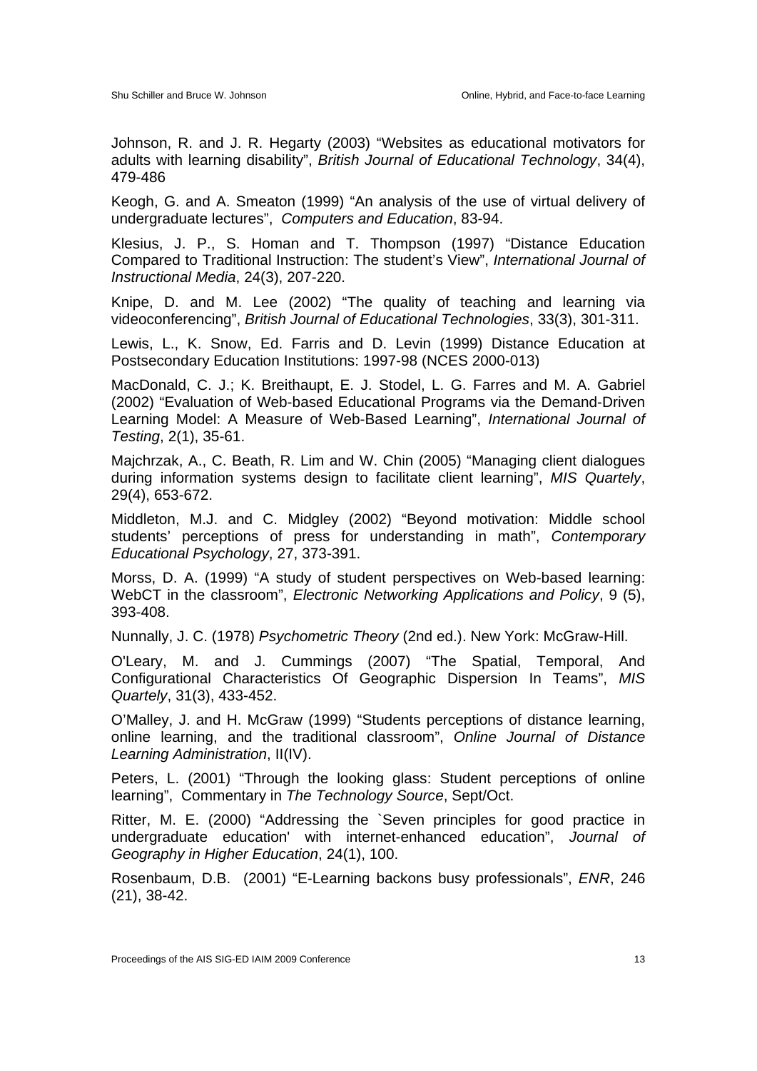Johnson, R. and J. R. Hegarty (2003) "Websites as educational motivators for adults with learning disability", *British Journal of Educational Technology*, 34(4), 479-486

Keogh, G. and A. Smeaton (1999) "An analysis of the use of virtual delivery of undergraduate lectures", *Computers and Education*, 83-94.

Klesius, J. P., S. Homan and T. Thompson (1997) "Distance Education Compared to Traditional Instruction: The student's View", *International Journal of Instructional Media*, 24(3), 207-220.

Knipe, D. and M. Lee (2002) "The quality of teaching and learning via videoconferencing", *British Journal of Educational Technologies*, 33(3), 301-311.

Lewis, L., K. Snow, Ed. Farris and D. Levin (1999) Distance Education at Postsecondary Education Institutions: 1997-98 (NCES 2000-013)

MacDonald, C. J.; K. Breithaupt, E. J. Stodel, L. G. Farres and M. A. Gabriel (2002) "Evaluation of Web-based Educational Programs via the Demand-Driven Learning Model: A Measure of Web-Based Learning", *International Journal of Testing*, 2(1), 35-61.

Majchrzak, A., C. Beath, R. Lim and W. Chin (2005) "Managing client dialogues during information systems design to facilitate client learning", *MIS Quartely*, 29(4), 653-672.

Middleton, M.J. and C. Midgley (2002) "Beyond motivation: Middle school students' perceptions of press for understanding in math", *Contemporary Educational Psychology*, 27, 373-391.

Morss, D. A. (1999) "A study of student perspectives on Web-based learning: WebCT in the classroom", *Electronic Networking Applications and Policy*, 9 (5), 393-408.

Nunnally, J. C. (1978) *Psychometric Theory* (2nd ed.). New York: McGraw-Hill.

O'Leary, M. and J. Cummings (2007) "The Spatial, Temporal, And Configurational Characteristics Of Geographic Dispersion In Teams", *MIS Quartely*, 31(3), 433-452.

O'Malley, J. and H. McGraw (1999) "Students perceptions of distance learning, online learning, and the traditional classroom", *Online Journal of Distance Learning Administration*, II(IV).

Peters, L. (2001) "Through the looking glass: Student perceptions of online learning", Commentary in *The Technology Source*, Sept/Oct.

Ritter, M. E. (2000) "Addressing the `Seven principles for good practice in undergraduate education' with internet-enhanced education", *Journal of Geography in Higher Education*, 24(1), 100.

Rosenbaum, D.B. (2001) "E-Learning backons busy professionals", *ENR*, 246 (21), 38-42.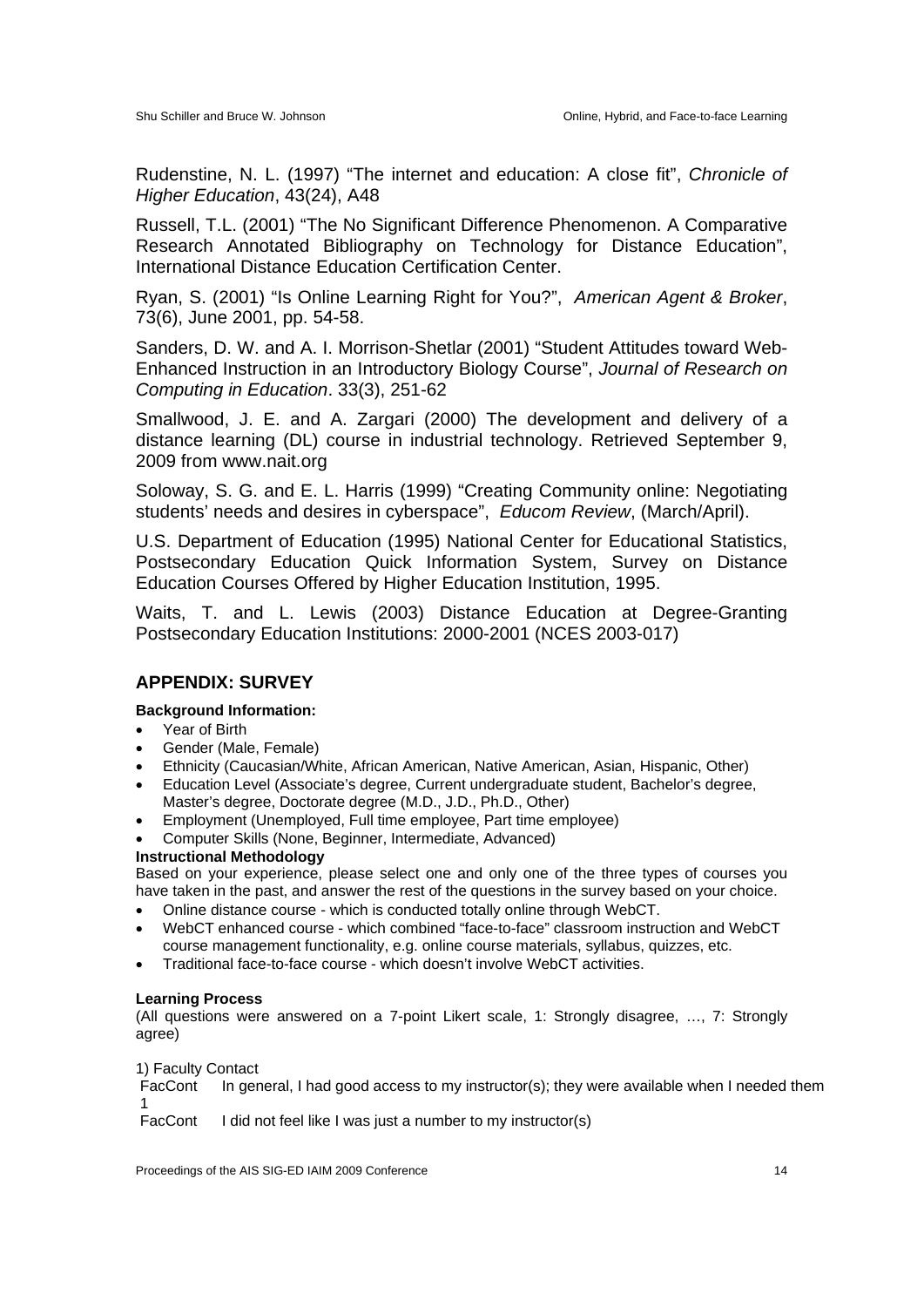Rudenstine, N. L. (1997) "The internet and education: A close fit", *Chronicle of Higher Education*, 43(24), A48

Russell, T.L. (2001) "The No Significant Difference Phenomenon. A Comparative Research Annotated Bibliography on Technology for Distance Education", International Distance Education Certification Center.

Ryan, S. (2001) "Is Online Learning Right for You?", *American Agent & Broker*, 73(6), June 2001, pp. 54-58.

Sanders, D. W. and A. I. Morrison-Shetlar (2001) "Student Attitudes toward Web-Enhanced Instruction in an Introductory Biology Course", *Journal of Research on Computing in Education*. 33(3), 251-62

Smallwood, J. E. and A. Zargari (2000) The development and delivery of a distance learning (DL) course in industrial technology. Retrieved September 9, 2009 from www.nait.org

Soloway, S. G. and E. L. Harris (1999) "Creating Community online: Negotiating students' needs and desires in cyberspace", *Educom Review*, (March/April).

U.S. Department of Education (1995) National Center for Educational Statistics, Postsecondary Education Quick Information System, Survey on Distance Education Courses Offered by Higher Education Institution, 1995.

Waits, T. and L. Lewis (2003) Distance Education at Degree-Granting Postsecondary Education Institutions: 2000-2001 (NCES 2003-017)

## APPENDIX: SURVEY

**Background Information:**

- Year of Birth
- Gender (Male, Female)
- Ethnicity (Caucasian/White, African American, Native American, Asian, Hispanic, Other)
- Education Level (Associate's degree, Current undergraduate student, Bachelor's degree, Master's degree, Doctorate degree (M.D., J.D., Ph.D., Other)
- Employment (Unemployed, Full time employee, Part time employee)
- Computer Skills (None, Beginner, Intermediate, Advanced)

**Instructional Methodology**

Based on your experience, please select one and only one of the three types of courses you have taken in the past, and answer the rest of the questions in the survey based on your choice.

- Online distance course - which is conducted totally online through WebCT.
- WebCT enhanced course - which combined "face-to-face" classroom instruction and WebCT course management functionality, e.g. online course materials, syllabus, quizzes, etc.
- Traditional face-to-face course - which doesn't involve WebCT activities.

**Learning Process**

(All questions were answered on a 7-point Likert scale, 1: Strongly disagree, …, 7: Strongly agree)

1) Faculty Contact

| | |
|---|---|
| FacCont 1 | In general, I had good access to my instructor(s); they were available when I needed them |
| FacCont | I did not feel like I was just a number to my instructor(s) |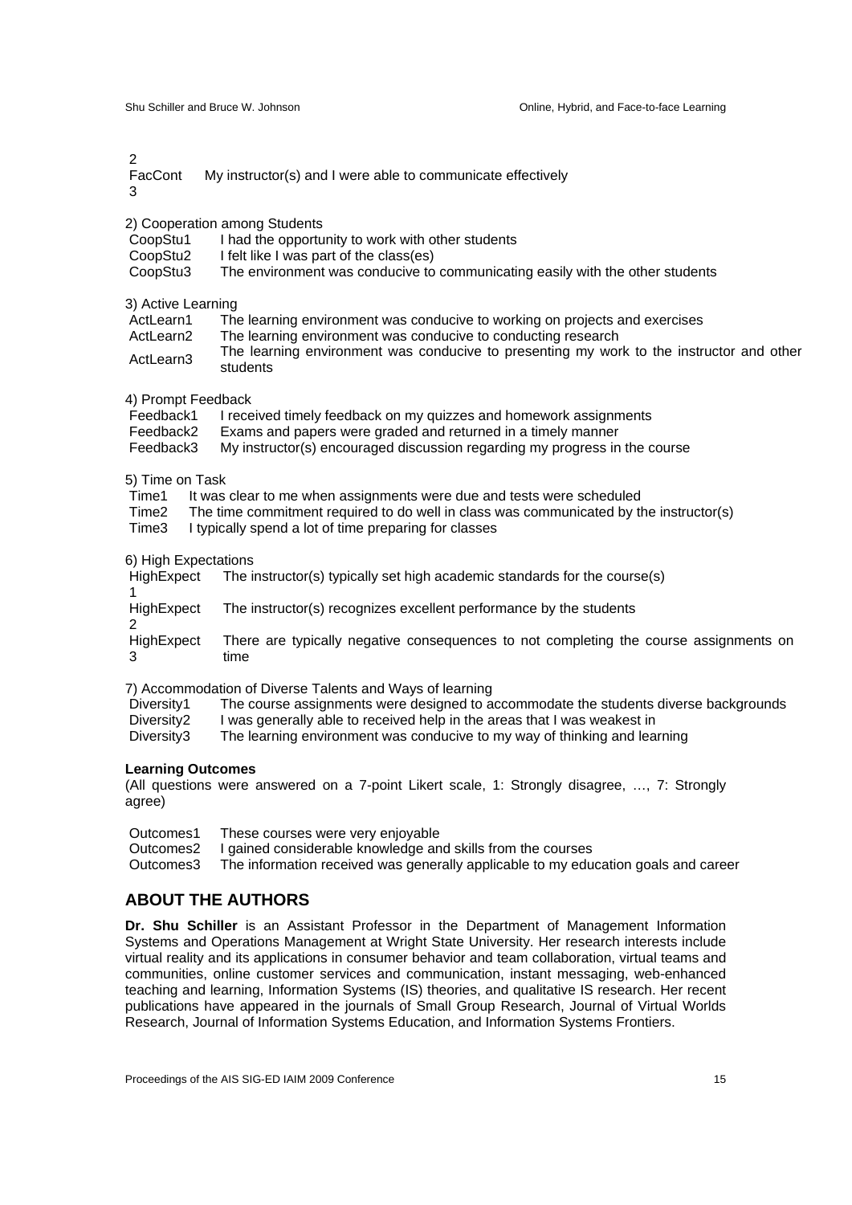| | |
|---|---|
| FacCont 2 | My instructor(s) and I were able to communicate effectively |
| 3 | |

2) Cooperation among Students

| | |
|---|---|
| CoopStu1 | I had the opportunity to work with other students |
| CoopStu2 | I felt like I was part of the class(es) |
| CoopStu3 | The environment was conducive to communicating easily with the other students |

3) Active Learning

| | |
|---|---|
| ActLearn1 | The learning environment was conducive to working on projects and exercises |
| ActLearn2 | The learning environment was conducive to conducting research |
| ActLearn3 | The learning environment was conducive to presenting my work to the instructor and other students |

4) Prompt Feedback

| | |
|---|---|
| Feedback1 | I received timely feedback on my quizzes and homework assignments |
| Feedback2 | Exams and papers were graded and returned in a timely manner |
| Feedback3 | My instructor(s) encouraged discussion regarding my progress in the course |

5) Time on Task

| | |
|---|---|
| Time1 | It was clear to me when assignments were due and tests were scheduled |
| Time2 | The time commitment required to do well in class was communicated by the instructor(s) |
| Time3 | I typically spend a lot of time preparing for classes |

6) High Expectations

| | |
|---|---|
| HighExpect1 | The instructor(s) typically set high academic standards for the course(s) |
| HighExpect2 | The instructor(s) recognizes excellent performance by the students |
| HighExpect3 | There are typically negative consequences to not completing the course assignments on time |

7) Accommodation of Diverse Talents and Ways of learning

| | |
|---|---|
| Diversity1 | The course assignments were designed to accommodate the students diverse backgrounds |
| Diversity2 | I was generally able to received help in the areas that I was weakest in |
| Diversity3 | The learning environment was conducive to my way of thinking and learning |

**Learning Outcomes**

(All questions were answered on a 7-point Likert scale, 1: Strongly disagree, …, 7: Strongly agree)

| | |
|---|---|
| Outcomes1 | These courses were very enjoyable |
| Outcomes2 | I gained considerable knowledge and skills from the courses |
| Outcomes3 | The information received was generally applicable to my education goals and career |

## ABOUT THE AUTHORS

**Dr. Shu Schiller** is an Assistant Professor in the Department of Management Information Systems and Operations Management at Wright State University. Her research interests include virtual reality and its applications in consumer behavior and team collaboration, virtual teams and communities, online customer services and communication, instant messaging, web-enhanced teaching and learning, Information Systems (IS) theories, and qualitative IS research. Her recent publications have appeared in the journals of Small Group Research, Journal of Virtual Worlds Research, Journal of Information Systems Education, and Information Systems Frontiers.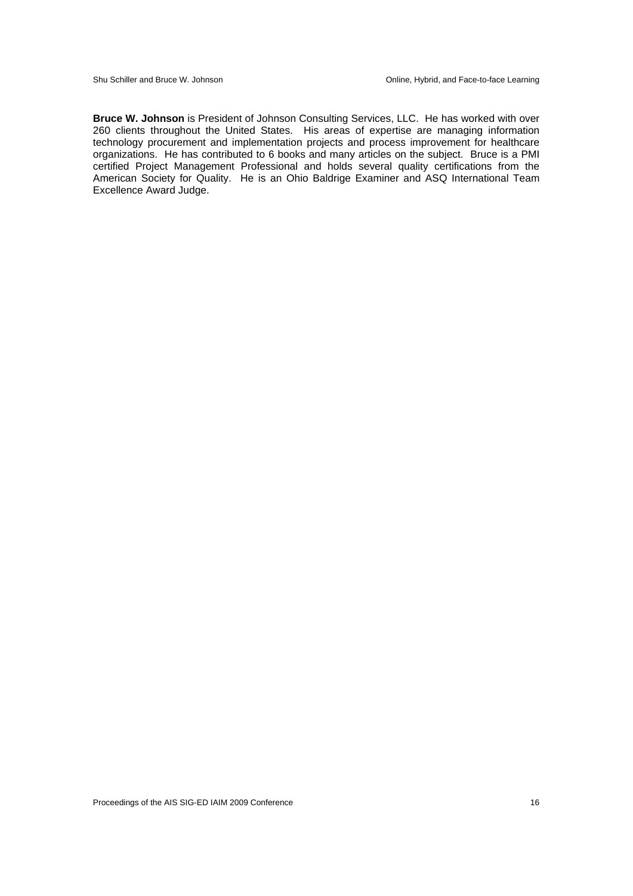**Bruce W. Johnson** is President of Johnson Consulting Services, LLC. He has worked with over 260 clients throughout the United States. His areas of expertise are managing information technology procurement and implementation projects and process improvement for healthcare organizations. He has contributed to 6 books and many articles on the subject. Bruce is a PMI certified Project Management Professional and holds several quality certifications from the American Society for Quality. He is an Ohio Baldrige Examiner and ASQ International Team Excellence Award Judge.